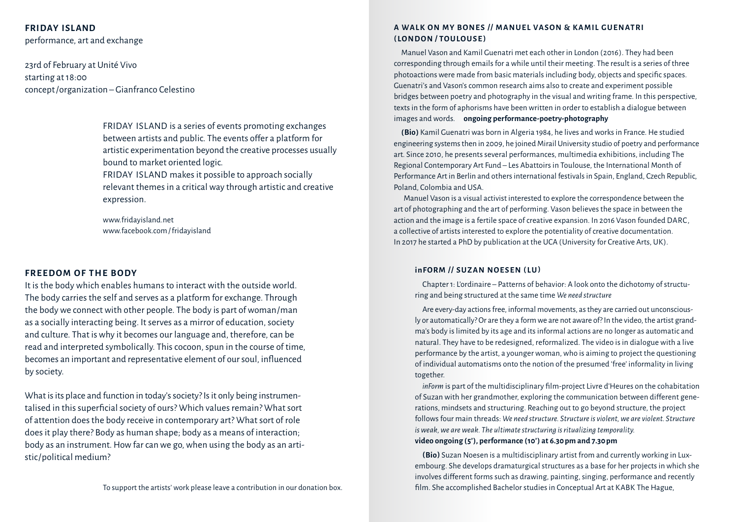## FRIDAY ISLAND

performance, art and exchange

23rd of February at Unité Vivo
starting at 18:00
concept / organization – Gianfranco Celestino

FRIDAY ISLAND is a series of events promoting exchanges between artists and public. The events offer a platform for artistic experimentation beyond the creative processes usually bound to market oriented logic.
FRIDAY ISLAND makes it possible to approach socially relevant themes in a critical way through artistic and creative expression.

www.fridayisland.net
www.facebook.com / fridayisland

## FREEDOM OF THE BODY

It is the body which enables humans to interact with the outside world. The body carries the self and serves as a platform for exchange. Through the body we connect with other people. The body is part of woman/man as a socially interacting being. It serves as a mirror of education, society and culture. That is why it becomes our language and, therefore, can be read and interpreted symbolically. This cocoon, spun in the course of time, becomes an important and representative element of our soul, influenced by society.

What is its place and function in today's society? Is it only being instrumentalised in this superficial society of ours? Which values remain? What sort of attention does the body receive in contemporary art? What sort of role does it play there? Body as human shape; body as a means of interaction; body as an instrument. How far can we go, when using the body as an artistic/political medium?

To support the artists' work please leave a contribution in our donation box.

### A WALK ON MY BONES // MANUEL VASON & KAMIL GUENATRI (LONDON / TOULOUSE)

Manuel Vason and Kamil Guenatri met each other in London (2016). They had been corresponding through emails for a while until their meeting. The result is a series of three photoactions were made from basic materials including body, objects and specific spaces. Guenatri's and Vason's common research aims also to create and experiment possible bridges between poetry and photography in the visual and writing frame. In this perspective, texts in the form of aphorisms have been written in order to establish a dialogue between images and words. **ongoing performance-poetry-photography**

**(Bio)** Kamil Guenatri was born in Algeria 1984, he lives and works in France. He studied engineering systems then in 2009, he joined Mirail University studio of poetry and performance art. Since 2010, he presents several performances, multimedia exhibitions, including The Regional Contemporary Art Fund – Les Abattoirs in Toulouse, the International Month of Performance Art in Berlin and others international festivals in Spain, England, Czech Republic, Poland, Colombia and USA.

Manuel Vason is a visual activist interested to explore the correspondence between the art of photographing and the art of performing. Vason believes the space in between the action and the image is a fertile space of creative expansion. In 2016 Vason founded DARC, a collective of artists interested to explore the potentiality of creative documentation. In 2017 he started a PhD by publication at the UCA (University for Creative Arts, UK).

### inFORM // SUZAN NOESEN (LU)

Chapter 1: L'ordinaire – Patterns of behavior: A look onto the dichotomy of structuring and being structured at the same time *We need structure*

Are every-day actions free, informal movements, as they are carried out unconsciously or automatically? Or are they a form we are not aware of? In the video, the artist grandma's body is limited by its age and its informal actions are no longer as automatic and natural. They have to be redesigned, reformalized. The video is in dialogue with a live performance by the artist, a younger woman, who is aiming to project the questioning of individual automatisms onto the notion of the presumed 'free' informality in living together.

*inForm* is part of the multidisciplinary film-project Livre d'Heures on the cohabitation of Suzan with her grandmother, exploring the communication between different generations, mindsets and structuring. Reaching out to go beyond structure, the project follows four main threads: *We need structure. Structure is violent, we are violent. Structure is weak, we are weak. The ultimate structuring is ritualizing temporality.*
**video ongoing (5'), performance (10') at 6.30 pm and 7.30 pm**

**(Bio)** Suzan Noesen is a multidisciplinary artist from and currently working in Luxembourg. She develops dramaturgical structures as a base for her projects in which she involves different forms such as drawing, painting, singing, performance and recently film. She accomplished Bachelor studies in Conceptual Art at KABK The Hague,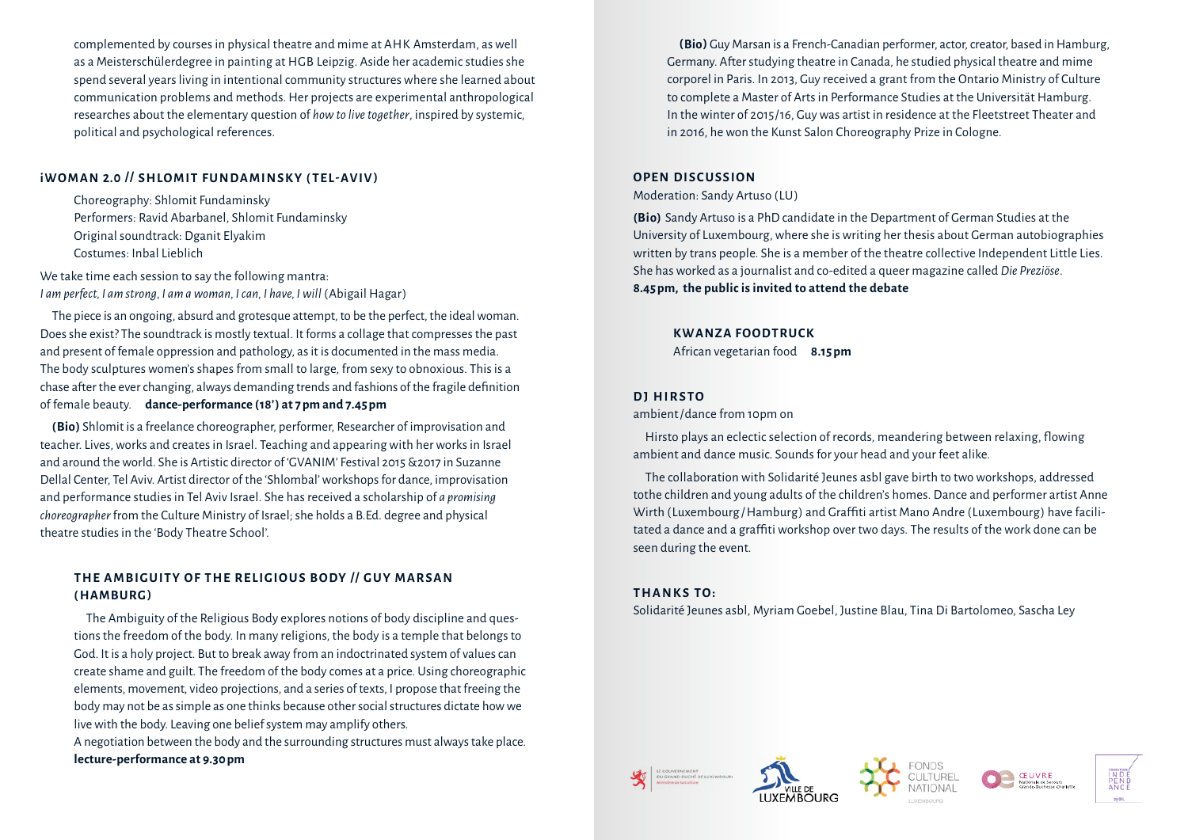complemented by courses in physical theatre and mime at AHK Amsterdam, as well as a Meisterschülerdegree in painting at HGB Leipzig. Aside her academic studies she spend several years living in intentional community structures where she learned about communication problems and methods. Her projects are experimental anthropological researches about the elementary question of *how to live together*, inspired by systemic, political and psychological references.

## iWOMAN 2.0 // SHLOMIT FUNDAMINSKY (TEL-AVIV)

Choreography: Shlomit Fundaminsky
Performers: Ravid Abarbanel, Shlomit Fundaminsky
Original soundtrack: Dganit Elyakim
Costumes: Inbal Lieblich

We take time each session to say the following mantra:
*I am perfect, I am strong, I am a woman, I can, I have, I will* (Abigail Hagar)

The piece is an ongoing, absurd and grotesque attempt, to be the perfect, the ideal woman. Does she exist? The soundtrack is mostly textual. It forms a collage that compresses the past and present of female oppression and pathology, as it is documented in the mass media. The body sculptures women's shapes from small to large, from sexy to obnoxious. This is a chase after the ever changing, always demanding trends and fashions of the fragile definition of female beauty. **dance-performance (18') at 7pm and 7.45pm**

**(Bio)** Shlomit is a freelance choreographer, performer, Researcher of improvisation and teacher. Lives, works and creates in Israel. Teaching and appearing with her works in Israel and around the world. She is Artistic director of 'GVANIM' Festival 2015 &2017 in Suzanne Dellal Center, Tel Aviv. Artist director of the 'Shlombal' workshops for dance, improvisation and performance studies in Tel Aviv Israel. She has received a scholarship of *a promising choreographer* from the Culture Ministry of Israel; she holds a B.Ed. degree and physical theatre studies in the 'Body Theatre School'.

## THE AMBIGUITY OF THE RELIGIOUS BODY // GUY MARSAN (HAMBURG)

The Ambiguity of the Religious Body explores notions of body discipline and questions the freedom of the body. In many religions, the body is a temple that belongs to God. It is a holy project. But to break away from an indoctrinated system of values can create shame and guilt. The freedom of the body comes at a price. Using choreographic elements, movement, video projections, and a series of texts, I propose that freeing the body may not be as simple as one thinks because other social structures dictate how we live with the body. Leaving one belief system may amplify others.
A negotiation between the body and the surrounding structures must always take place.
**lecture-performance at 9.30pm**

**(Bio)** Guy Marsan is a French-Canadian performer, actor, creator, based in Hamburg, Germany. After studying theatre in Canada, he studied physical theatre and mime corporel in Paris. In 2013, Guy received a grant from the Ontario Ministry of Culture to complete a Master of Arts in Performance Studies at the Universität Hamburg. In the winter of 2015/16, Guy was artist in residence at the Fleetstreet Theater and in 2016, he won the Kunst Salon Choreography Prize in Cologne.

## OPEN DISCUSSION

Moderation: Sandy Artuso (LU)

**(Bio)** Sandy Artuso is a PhD candidate in the Department of German Studies at the University of Luxembourg, where she is writing her thesis about German autobiographies written by trans people. She is a member of the theatre collective Independent Little Lies. She has worked as a journalist and co-edited a queer magazine called *Die Preziöse*.
**8.45pm, the public is invited to attend the debate**

## KWANZA FOODTRUCK

African vegetarian food **8.15pm**

## DJ HIRSTO

ambient/dance from 10pm on

Hirsto plays an eclectic selection of records, meandering between relaxing, flowing ambient and dance music. Sounds for your head and your feet alike.

The collaboration with Solidarité Jeunes asbl gave birth to two workshops, addressed tothe children and young adults of the children's homes. Dance and performer artist Anne Wirth (Luxembourg/Hamburg) and Graffiti artist Mano Andre (Luxembourg) have facilitated a dance and a graffiti workshop over two days. The results of the work done can be seen during the event.

## THANKS TO:

Solidarité Jeunes asbl, Myriam Goebel, Justine Blau, Tina Di Bartolomeo, Sascha Ley